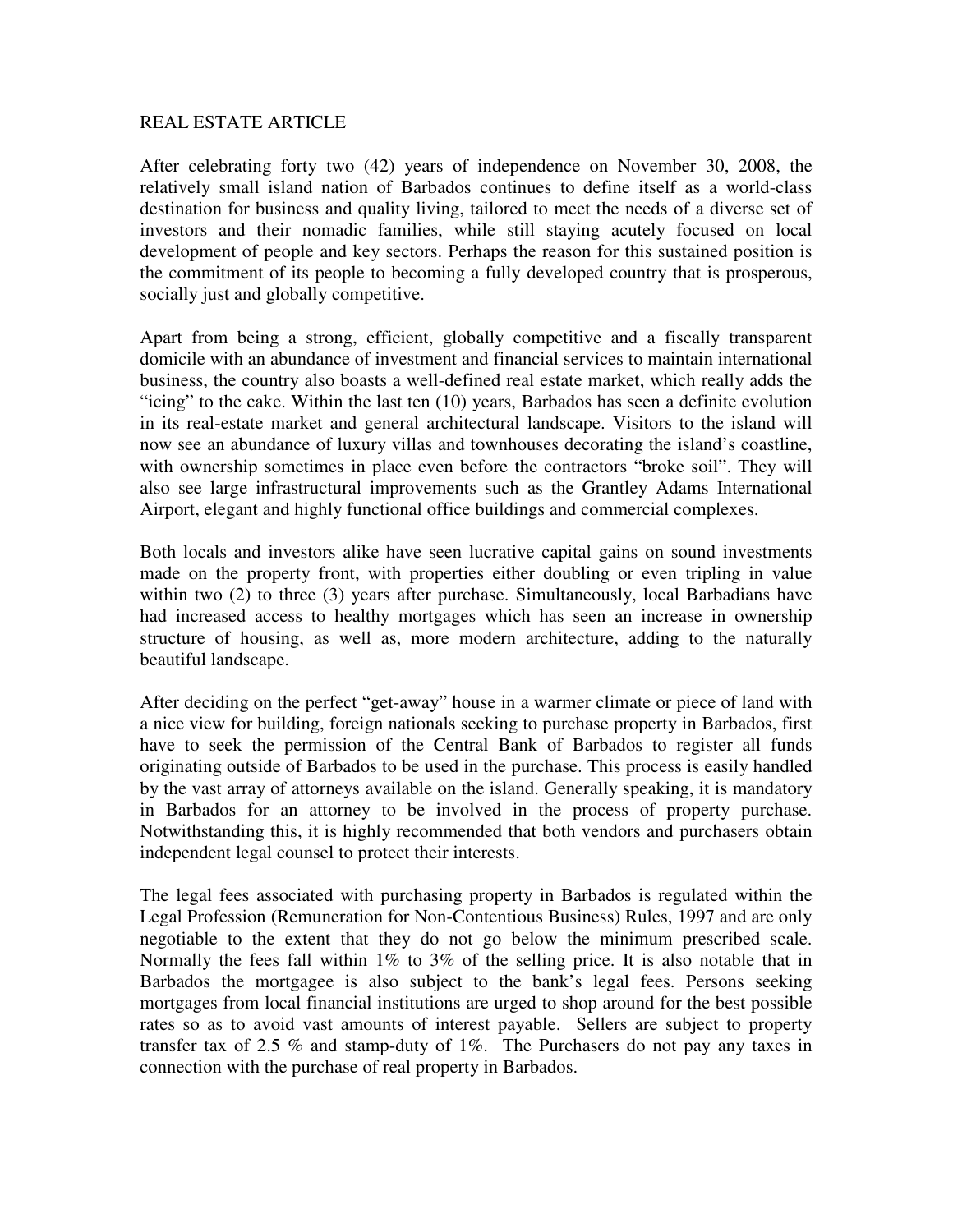# REAL ESTATE ARTICLE

After celebrating forty two (42) years of independence on November 30, 2008, the relatively small island nation of Barbados continues to define itself as a world-class destination for business and quality living, tailored to meet the needs of a diverse set of investors and their nomadic families, while still staying acutely focused on local development of people and key sectors. Perhaps the reason for this sustained position is the commitment of its people to becoming a fully developed country that is prosperous, socially just and globally competitive.

Apart from being a strong, efficient, globally competitive and a fiscally transparent domicile with an abundance of investment and financial services to maintain international business, the country also boasts a well-defined real estate market, which really adds the "icing" to the cake. Within the last ten (10) years, Barbados has seen a definite evolution in its real-estate market and general architectural landscape. Visitors to the island will now see an abundance of luxury villas and townhouses decorating the island's coastline, with ownership sometimes in place even before the contractors "broke soil". They will also see large infrastructural improvements such as the Grantley Adams International Airport, elegant and highly functional office buildings and commercial complexes.

Both locals and investors alike have seen lucrative capital gains on sound investments made on the property front, with properties either doubling or even tripling in value within two (2) to three (3) years after purchase. Simultaneously, local Barbadians have had increased access to healthy mortgages which has seen an increase in ownership structure of housing, as well as, more modern architecture, adding to the naturally beautiful landscape.

After deciding on the perfect "get-away" house in a warmer climate or piece of land with a nice view for building, foreign nationals seeking to purchase property in Barbados, first have to seek the permission of the Central Bank of Barbados to register all funds originating outside of Barbados to be used in the purchase. This process is easily handled by the vast array of attorneys available on the island. Generally speaking, it is mandatory in Barbados for an attorney to be involved in the process of property purchase. Notwithstanding this, it is highly recommended that both vendors and purchasers obtain independent legal counsel to protect their interests.

The legal fees associated with purchasing property in Barbados is regulated within the Legal Profession (Remuneration for Non-Contentious Business) Rules, 1997 and are only negotiable to the extent that they do not go below the minimum prescribed scale. Normally the fees fall within 1% to 3% of the selling price. It is also notable that in Barbados the mortgagee is also subject to the bank's legal fees. Persons seeking mortgages from local financial institutions are urged to shop around for the best possible rates so as to avoid vast amounts of interest payable. Sellers are subject to property transfer tax of 2.5 % and stamp-duty of 1%. The Purchasers do not pay any taxes in connection with the purchase of real property in Barbados.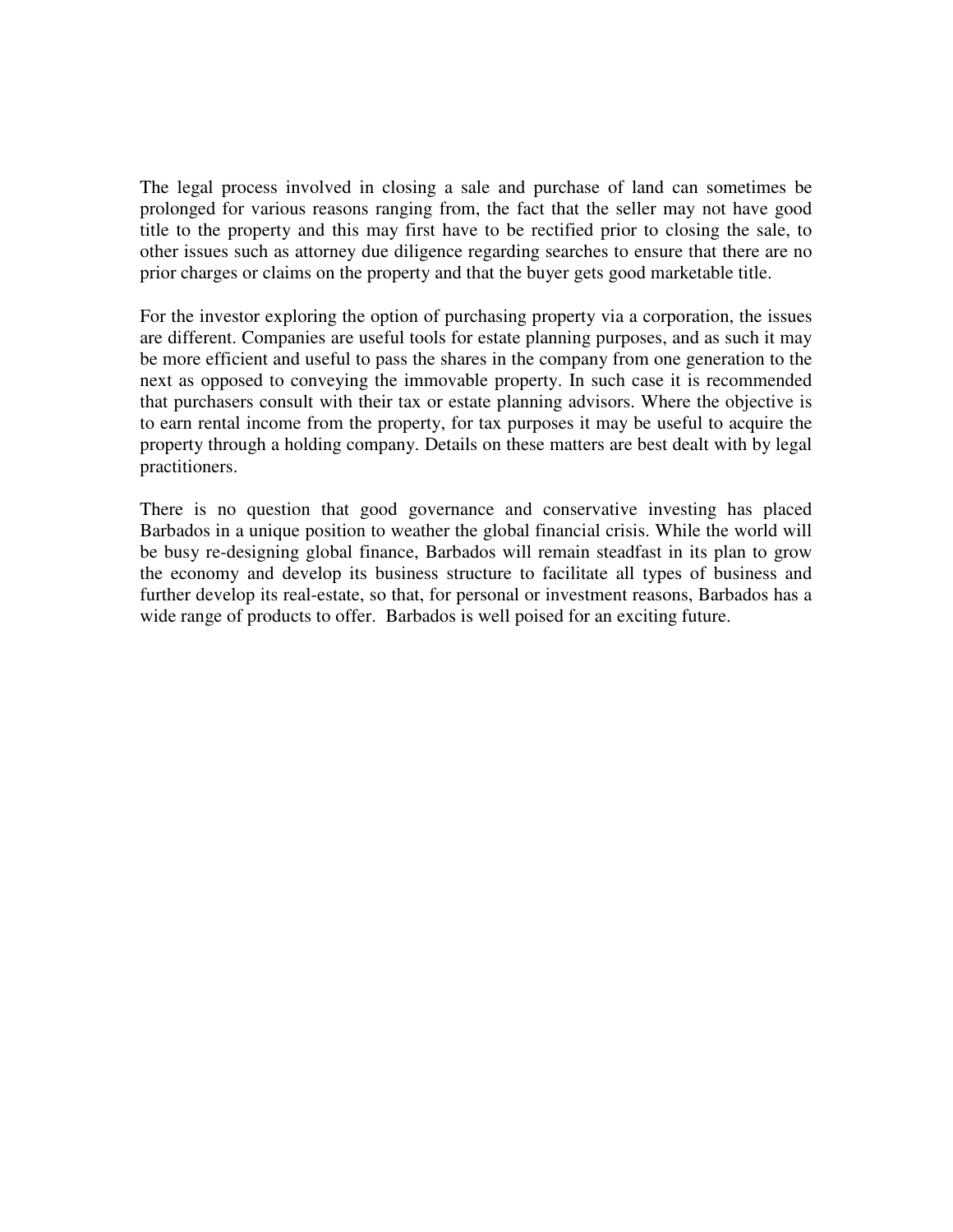The legal process involved in closing a sale and purchase of land can sometimes be prolonged for various reasons ranging from, the fact that the seller may not have good title to the property and this may first have to be rectified prior to closing the sale, to other issues such as attorney due diligence regarding searches to ensure that there are no prior charges or claims on the property and that the buyer gets good marketable title.

For the investor exploring the option of purchasing property via a corporation, the issues are different. Companies are useful tools for estate planning purposes, and as such it may be more efficient and useful to pass the shares in the company from one generation to the next as opposed to conveying the immovable property. In such case it is recommended that purchasers consult with their tax or estate planning advisors. Where the objective is to earn rental income from the property, for tax purposes it may be useful to acquire the property through a holding company. Details on these matters are best dealt with by legal practitioners.

There is no question that good governance and conservative investing has placed Barbados in a unique position to weather the global financial crisis. While the world will be busy re-designing global finance, Barbados will remain steadfast in its plan to grow the economy and develop its business structure to facilitate all types of business and further develop its real-estate, so that, for personal or investment reasons, Barbados has a wide range of products to offer. Barbados is well poised for an exciting future.